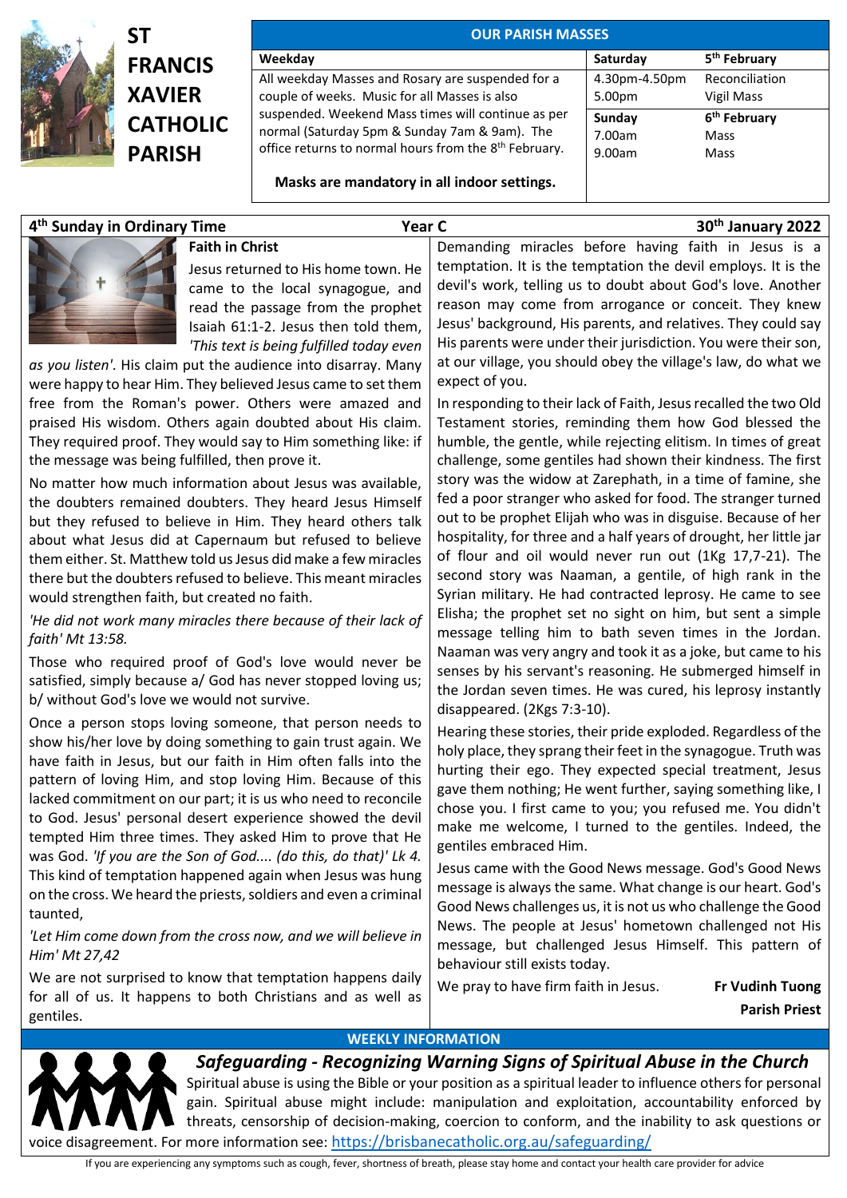# ST FRANCIS XAVIER CATHOLIC PARISH

## OUR PARISH MASSES

| Weekday | Saturday | 5th February |
|---|---|---|
| All weekday Masses and Rosary are suspended for a couple of weeks. Music for all Masses is also suspended. Weekend Mass times will continue as per normal (Saturday 5pm & Sunday 7am & 9am). The office returns to normal hours from the 8th February. | 4.30pm-4.50pm | Reconciliation |
| | 5.00pm | Vigil Mass |
| | **Sunday** | **6th February** |
| | 7.00am | Mass |
| | 9.00am | Mass |

**Masks are mandatory in all indoor settings.**

**4th Sunday in Ordinary Time** | **Year C** | **30th January 2022**

### Faith in Christ

Jesus returned to His home town. He came to the local synagogue, and read the passage from the prophet Isaiah 61:1-2. Jesus then told them, *'This text is being fulfilled today even as you listen'*. His claim put the audience into disarray. Many were happy to hear Him. They believed Jesus came to set them free from the Roman's power. Others were amazed and praised His wisdom. Others again doubted about His claim. They required proof. They would say to Him something like: if the message was being fulfilled, then prove it.

No matter how much information about Jesus was available, the doubters remained doubters. They heard Jesus Himself but they refused to believe in Him. They heard others talk about what Jesus did at Capernaum but refused to believe them either. St. Matthew told us Jesus did make a few miracles there but the doubters refused to believe. This meant miracles would strengthen faith, but created no faith.

*'He did not work many miracles there because of their lack of faith' Mt 13:58.*

Those who required proof of God's love would never be satisfied, simply because a/ God has never stopped loving us; b/ without God's love we would not survive.

Once a person stops loving someone, that person needs to show his/her love by doing something to gain trust again. We have faith in Jesus, but our faith in Him often falls into the pattern of loving Him, and stop loving Him. Because of this lacked commitment on our part; it is us who need to reconcile to God. Jesus' personal desert experience showed the devil tempted Him three times. They asked Him to prove that He was God. *'If you are the Son of God.... (do this, do that)' Lk 4.* This kind of temptation happened again when Jesus was hung on the cross. We heard the priests, soldiers and even a criminal taunted,

*'Let Him come down from the cross now, and we will believe in Him' Mt 27,42*

We are not surprised to know that temptation happens daily for all of us. It happens to both Christians and as well as gentiles.

Demanding miracles before having faith in Jesus is a temptation. It is the temptation the devil employs. It is the devil's work, telling us to doubt about God's love. Another reason may come from arrogance or conceit. They knew Jesus' background, His parents, and relatives. They could say His parents were under their jurisdiction. You were their son, at our village, you should obey the village's law, do what we expect of you.

In responding to their lack of Faith, Jesus recalled the two Old Testament stories, reminding them how God blessed the humble, the gentle, while rejecting elitism. In times of great challenge, some gentiles had shown their kindness. The first story was the widow at Zarephath, in a time of famine, she fed a poor stranger who asked for food. The stranger turned out to be prophet Elijah who was in disguise. Because of her hospitality, for three and a half years of drought, her little jar of flour and oil would never run out (1Kg 17,7-21). The second story was Naaman, a gentile, of high rank in the Syrian military. He had contracted leprosy. He came to see Elisha; the prophet set no sight on him, but sent a simple message telling him to bath seven times in the Jordan. Naaman was very angry and took it as a joke, but came to his senses by his servant's reasoning. He submerged himself in the Jordan seven times. He was cured, his leprosy instantly disappeared. (2Kgs 7:3-10).

Hearing these stories, their pride exploded. Regardless of the holy place, they sprang their feet in the synagogue. Truth was hurting their ego. They expected special treatment, Jesus gave them nothing; He went further, saying something like, I chose you. I first came to you; you refused me. You didn't make me welcome, I turned to the gentiles. Indeed, the gentiles embraced Him.

Jesus came with the Good News message. God's Good News message is always the same. What change is our heart. God's Good News challenges us, it is not us who challenge the Good News. The people at Jesus' hometown challenged not His message, but challenged Jesus Himself. This pattern of behaviour still exists today.

We pray to have firm faith in Jesus.

**Fr Vudinh Tuong**
**Parish Priest**

## WEEKLY INFORMATION

### *Safeguarding - Recognizing Warning Signs of Spiritual Abuse in the Church*

Spiritual abuse is using the Bible or your position as a spiritual leader to influence others for personal gain. Spiritual abuse might include: manipulation and exploitation, accountability enforced by threats, censorship of decision-making, coercion to conform, and the inability to ask questions or voice disagreement. For more information see: https://brisbanecatholic.org.au/safeguarding/

If you are experiencing any symptoms such as cough, fever, shortness of breath, please stay home and contact your health care provider for advice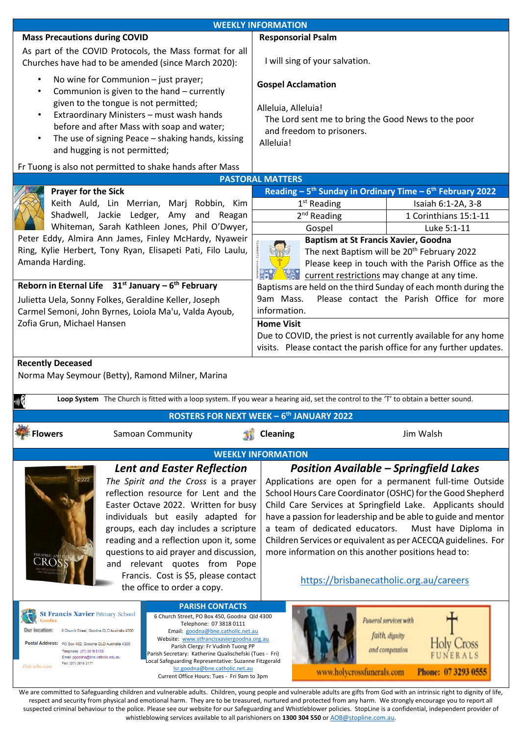## WEEKLY INFORMATION

### Mass Precautions during COVID

As part of the COVID Protocols, the Mass format for all Churches have had to be amended (since March 2020):

- No wine for Communion – just prayer;
- Communion is given to the hand – currently given to the tongue is not permitted;
- Extraordinary Ministers – must wash hands before and after Mass with soap and water;
- The use of signing Peace – shaking hands, kissing and hugging is not permitted;

Fr Tuong is also not permitted to shake hands after Mass

### Responsorial Psalm

I will sing of your salvation.

### Gospel Acclamation

Alleluia, Alleluia!
The Lord sent me to bring the Good News to the poor and freedom to prisoners.
Alleluia!

## PASTORAL MATTERS

### Prayer for the Sick

Keith Auld, Lin Merrian, Marj Robbin, Kim Shadwell, Jackie Ledger, Amy and Reagan Whiteman, Sarah Kathleen Jones, Phil O'Dwyer, Peter Eddy, Almira Ann James, Finley McHardy, Nyaweir Ring, Kylie Herbert, Tony Ryan, Elisapeti Pati, Filo Laulu, Amanda Harding.

### Reborn in Eternal Life 31st January – 6th February

Julietta Uela, Sonny Folkes, Geraldine Keller, Joseph Carmel Semoni, John Byrnes, Loiola Ma'u, Valda Ayoub, Zofia Grun, Michael Hansen

### Reading – 5th Sunday in Ordinary Time – 6th February 2022

| | |
|---|---|
| 1st Reading | Isaiah 6:1-2A, 3-8 |
| 2nd Reading | 1 Corinthians 15:1-11 |
| Gospel | Luke 5:1-11 |

### Baptism at St Francis Xavier, Goodna

The next Baptism will be 20th February 2022
Please keep in touch with the Parish Office as the current restrictions may change at any time.

Baptisms are held on the third Sunday of each month during the 9am Mass. Please contact the Parish Office for more information.

### Home Visit

Due to COVID, the priest is not currently available for any home visits. Please contact the parish office for any further updates.

### Recently Deceased

Norma May Seymour (Betty), Ramond Milner, Marina

**Loop System** The Church is fitted with a loop system. If you wear a hearing aid, set the control to the 'T' to obtain a better sound.

## ROSTERS FOR NEXT WEEK – 6th JANUARY 2022

| | | | |
|---|---|---|---|
| **Flowers** | Samoan Community | **Cleaning** | Jim Walsh |

## WEEKLY INFORMATION

### *Lent and Easter Reflection*

*The Spirit and the Cross* is a prayer reflection resource for Lent and the Easter Octave 2022. Written for busy individuals but easily adapted for groups, each day includes a scripture reading and a reflection upon it, some questions to aid prayer and discussion, and relevant quotes from Pope Francis. Cost is $5, please contact the office to order a copy.

### *Position Available – Springfield Lakes*

Applications are open for a permanent full-time Outside School Hours Care Coordinator (OSHC) for the Good Shepherd Child Care Services at Springfield Lake. Applicants should have a passion for leadership and be able to guide and mentor a team of dedicated educators. Must have Diploma in Children Services or equivalent as per ACECQA guidelines. For more information on this another positions head to:

https://brisbanecatholic.org.au/careers

**St Francis Xavier Primary School Goodna**
Our location: 6 Church Street, Goodna QLD Australia 4300
Postal Address: PO Box 402, Goodna QLD Australia 4300
Telephone: (07) 3818 6100
Email: pgoodna@bne.catholic.edu.au
Fax: (07) 3818 2171
Kids who care

### PARISH CONTACTS

6 Church Street, PO Box 450, Goodna Qld 4300
Telephone: 07 3818 0111
Email: goodna@bne.catholic.net.au
Website: www.stfrancisxaviergoodna.org.au
Parish Clergy: Fr Vudinh Tuong PP
Parish Secretary: Katherine Qualischefski (Tues - Fri)
Local Safeguarding Representative: Suzanne Fitzgerald
lsr.goodna@bne.catholic.net.au
Current Office Hours: Tues - Fri 9am to 3pm

Funeral services with faith, dignity and compassion
Holy Cross FUNERALS
www.holycrossfunerals.com Phone: 07 3293 0555

We are committed to Safeguarding children and vulnerable adults. Children, young people and vulnerable adults are gifts from God with an intrinsic right to dignity of life, respect and security from physical and emotional harm. They are to be treasured, nurtured and protected from any harm. We strongly encourage you to report all suspected criminal behaviour to the police. Please see our website for our Safeguarding and Whistleblower policies. StopLine is a confidential, independent provider of whistleblowing services available to all parishioners on **1300 304 550** or AOB@stopline.com.au.